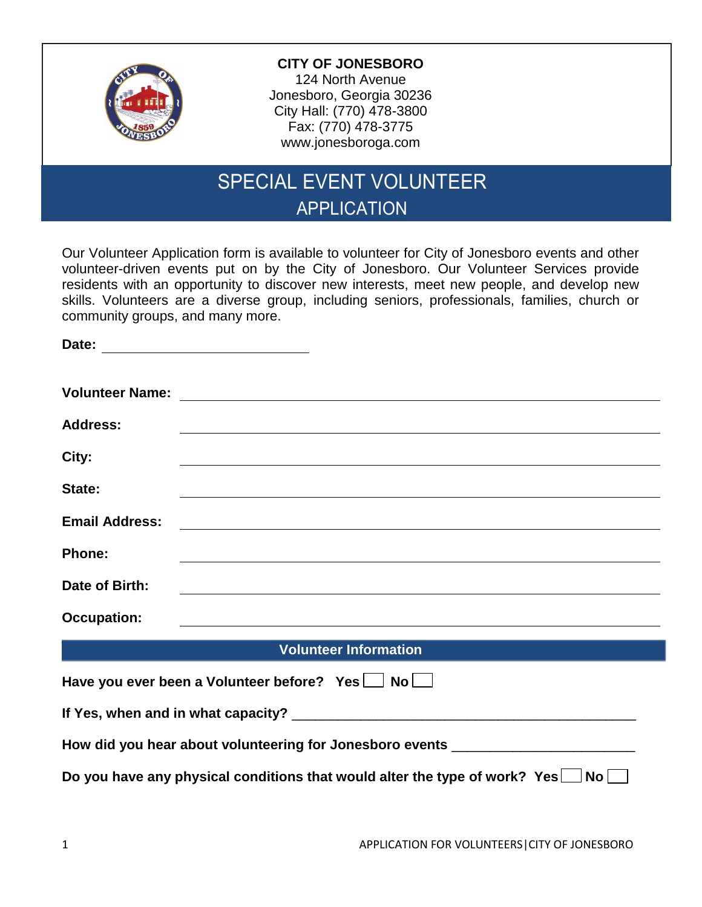**CITY OF JONESBORO**
124 North Avenue
Jonesboro, Georgia 30236
City Hall: (770) 478-3800
Fax: (770) 478-3775
www.jonesboroga.com

# SPECIAL EVENT VOLUNTEER APPLICATION

Our Volunteer Application form is available to volunteer for City of Jonesboro events and other volunteer-driven events put on by the City of Jonesboro. Our Volunteer Services provide residents with an opportunity to discover new interests, meet new people, and develop new skills. Volunteers are a diverse group, including seniors, professionals, families, church or community groups, and many more.

**Date:** ____________________________

**Volunteer Name:** ____________________________

**Address:** ____________________________

**City:** ____________________________

**State:** ____________________________

**Email Address:** ____________________________

**Phone:** ____________________________

**Date of Birth:** ____________________________

**Occupation:** ____________________________

## Volunteer Information

**Have you ever been a Volunteer before? Yes ☐ No ☐**

**If Yes, when and in what capacity?** ____________________________

**How did you hear about volunteering for Jonesboro events** ____________________________

**Do you have any physical conditions that would alter the type of work? Yes ☐ No ☐**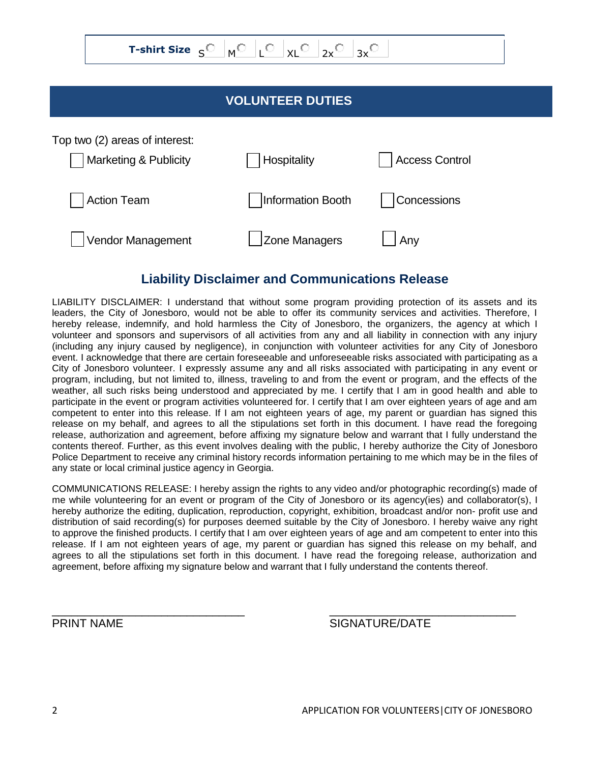**T-shirt Size** S ○ M ○ L ○ XL ○ 2x ○ 3x ○

## VOLUNTEER DUTIES

Top two (2) areas of interest:

- ☐ Marketing & Publicity
- ☐ Hospitality
- ☐ Access Control
- ☐ Action Team
- ☐ Information Booth
- ☐ Concessions
- ☐ Vendor Management
- ☐ Zone Managers
- ☐ Any

## Liability Disclaimer and Communications Release

LIABILITY DISCLAIMER: I understand that without some program providing protection of its assets and its leaders, the City of Jonesboro, would not be able to offer its community services and activities. Therefore, I hereby release, indemnify, and hold harmless the City of Jonesboro, the organizers, the agency at which I volunteer and sponsors and supervisors of all activities from any and all liability in connection with any injury (including any injury caused by negligence), in conjunction with volunteer activities for any City of Jonesboro event. I acknowledge that there are certain foreseeable and unforeseeable risks associated with participating as a City of Jonesboro volunteer. I expressly assume any and all risks associated with participating in any event or program, including, but not limited to, illness, traveling to and from the event or program, and the effects of the weather, all such risks being understood and appreciated by me. I certify that I am in good health and able to participate in the event or program activities volunteered for. I certify that I am over eighteen years of age and am competent to enter into this release. If I am not eighteen years of age, my parent or guardian has signed this release on my behalf, and agrees to all the stipulations set forth in this document. I have read the foregoing release, authorization and agreement, before affixing my signature below and warrant that I fully understand the contents thereof. Further, as this event involves dealing with the public, I hereby authorize the City of Jonesboro Police Department to receive any criminal history records information pertaining to me which may be in the files of any state or local criminal justice agency in Georgia.

COMMUNICATIONS RELEASE: I hereby assign the rights to any video and/or photographic recording(s) made of me while volunteering for an event or program of the City of Jonesboro or its agency(ies) and collaborator(s), I hereby authorize the editing, duplication, reproduction, copyright, exhibition, broadcast and/or non- profit use and distribution of said recording(s) for purposes deemed suitable by the City of Jonesboro. I hereby waive any right to approve the finished products. I certify that I am over eighteen years of age and am competent to enter into this release. If I am not eighteen years of age, my parent or guardian has signed this release on my behalf, and agrees to all the stipulations set forth in this document. I have read the foregoing release, authorization and agreement, before affixing my signature below and warrant that I fully understand the contents thereof.

______________________________ PRINT NAME

______________________________ SIGNATURE/DATE